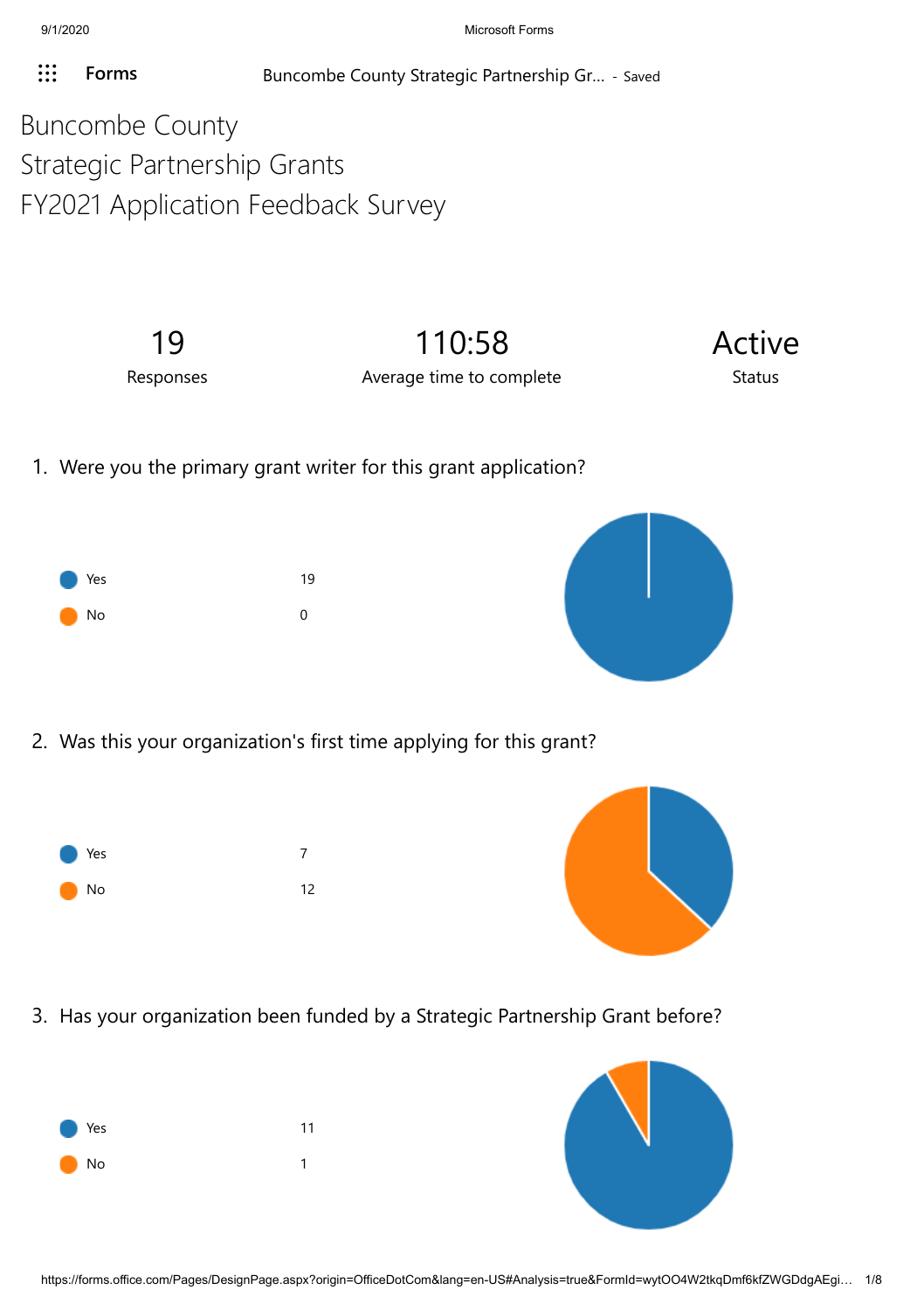# Buncombe County
# Strategic Partnership Grants
# FY2021 Application Feedback Survey

| 19 | 110:58 | Active |
|---|---|---|
| Responses | Average time to complete | Status |

1. Were you the primary grant writer for this grant application?

| | |
|---|---|
| Yes | 19 |
| No | 0 |

2. Was this your organization's first time applying for this grant?

| | |
|---|---|
| Yes | 7 |
| No | 12 |

3. Has your organization been funded by a Strategic Partnership Grant before?

| | |
|---|---|
| Yes | 11 |
| No | 1 |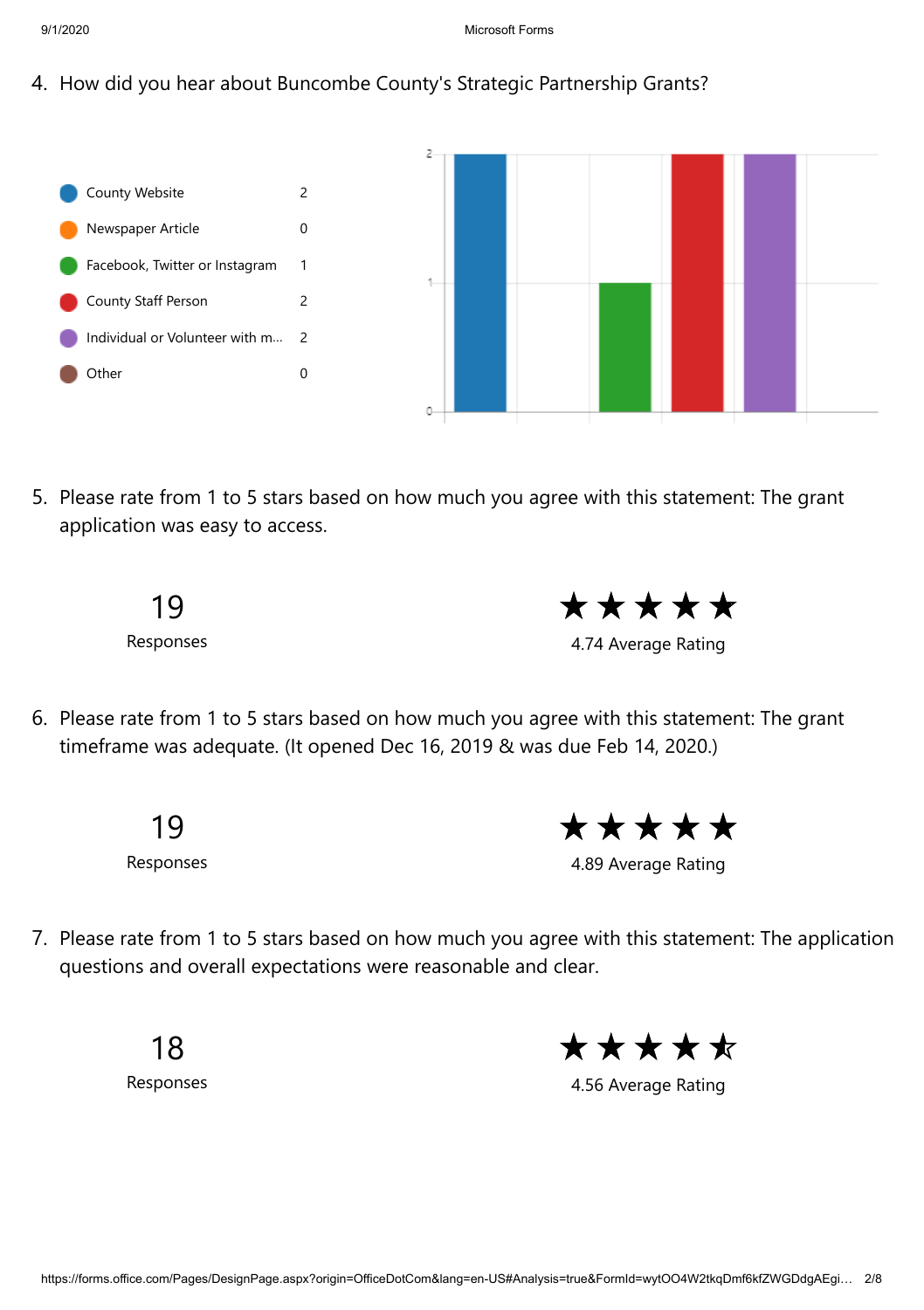4. How did you hear about Buncombe County's Strategic Partnership Grants?

| Source | Count |
| --- | --- |
| County Website | 2 |
| Newspaper Article | 0 |
| Facebook, Twitter or Instagram | 1 |
| County Staff Person | 2 |
| Individual or Volunteer with m... | 2 |
| Other | 0 |

5. Please rate from 1 to 5 stars based on how much you agree with this statement: The grant application was easy to access.

19 Responses

4.74 Average Rating

6. Please rate from 1 to 5 stars based on how much you agree with this statement: The grant timeframe was adequate. (It opened Dec 16, 2019 & was due Feb 14, 2020.)

19 Responses

4.89 Average Rating

7. Please rate from 1 to 5 stars based on how much you agree with this statement: The application questions and overall expectations were reasonable and clear.

18 Responses

4.56 Average Rating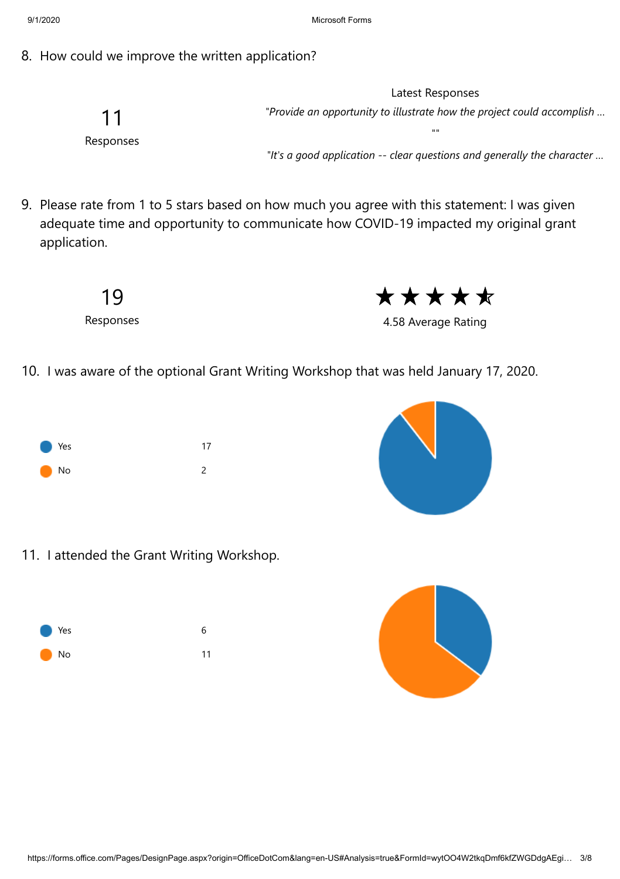8. How could we improve the written application?

11

Responses

Latest Responses

*"Provide an opportunity to illustrate how the project could accomplish ...*

""

*"It's a good application -- clear questions and generally the character ...*

9. Please rate from 1 to 5 stars based on how much you agree with this statement: I was given adequate time and opportunity to communicate how COVID-19 impacted my original grant application.

19

Responses

★★★★★

4.58 Average Rating

10. I was aware of the optional Grant Writing Workshop that was held January 17, 2020.

| | |
|---|---|
| Yes | 17 |
| No | 2 |

11. I attended the Grant Writing Workshop.

| | |
|---|---|
| Yes | 6 |
| No | 11 |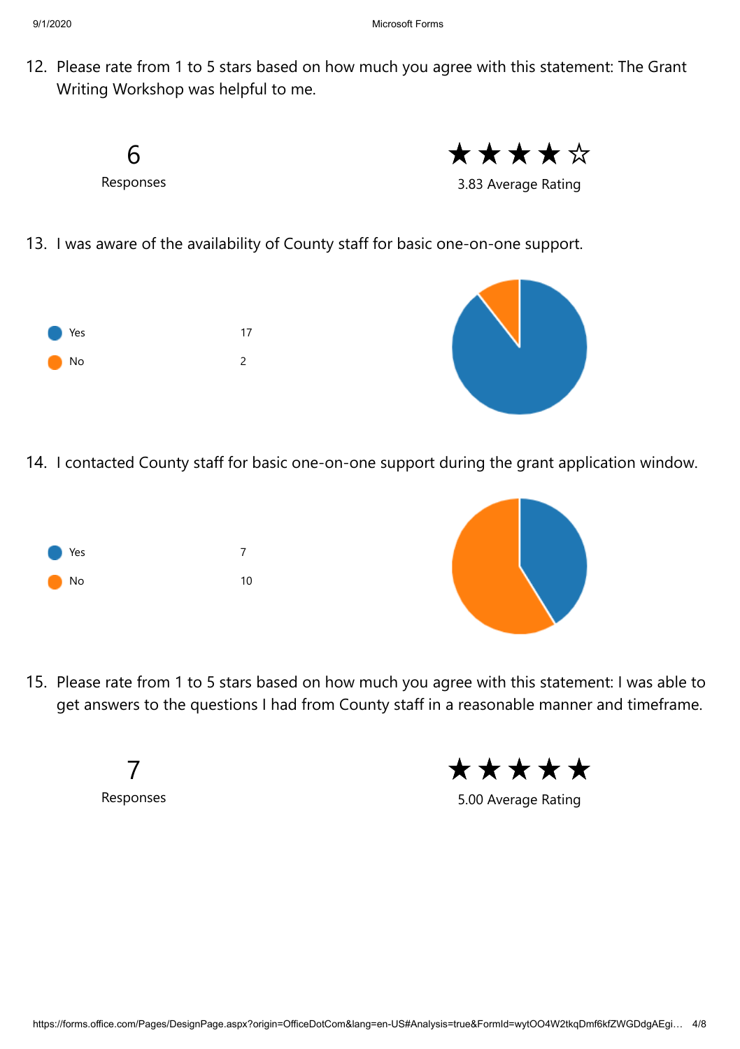12. Please rate from 1 to 5 stars based on how much you agree with this statement: The Grant Writing Workshop was helpful to me.

6
Responses

★★★★☆
3.83 Average Rating

13. I was aware of the availability of County staff for basic one-on-one support.

| Option | Count |
| --- | --- |
| Yes | 17 |
| No | 2 |

14. I contacted County staff for basic one-on-one support during the grant application window.

| Option | Count |
| --- | --- |
| Yes | 7 |
| No | 10 |

15. Please rate from 1 to 5 stars based on how much you agree with this statement: I was able to get answers to the questions I had from County staff in a reasonable manner and timeframe.

7
Responses

★★★★★
5.00 Average Rating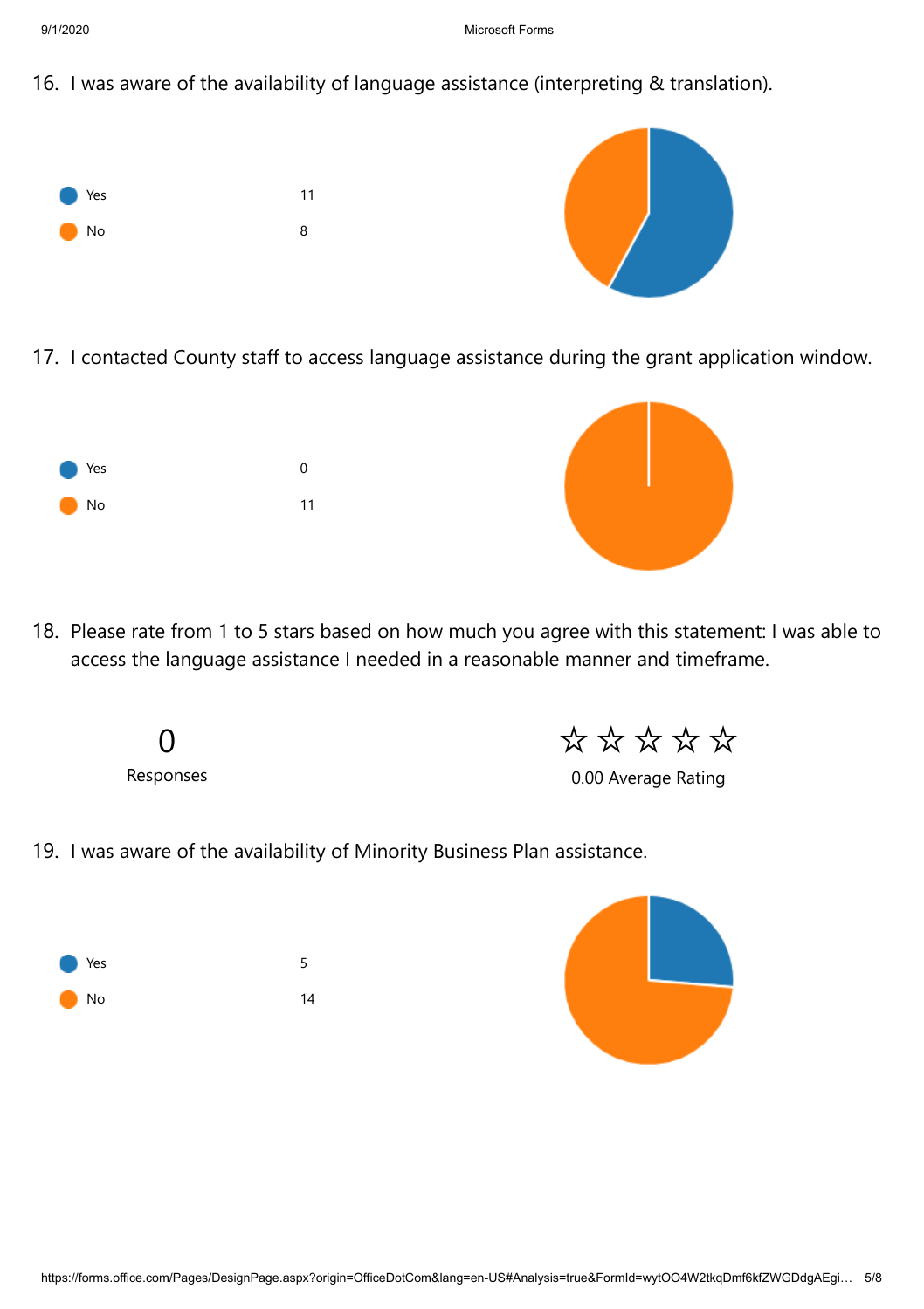16. I was aware of the availability of language assistance (interpreting & translation).

| Response | Count |
| --- | --- |
| Yes | 11 |
| No | 8 |

17. I contacted County staff to access language assistance during the grant application window.

| Response | Count |
| --- | --- |
| Yes | 0 |
| No | 11 |

18. Please rate from 1 to 5 stars based on how much you agree with this statement: I was able to access the language assistance I needed in a reasonable manner and timeframe.

0

Responses

☆☆☆☆☆

0.00 Average Rating

19. I was aware of the availability of Minority Business Plan assistance.

| Response | Count |
| --- | --- |
| Yes | 5 |
| No | 14 |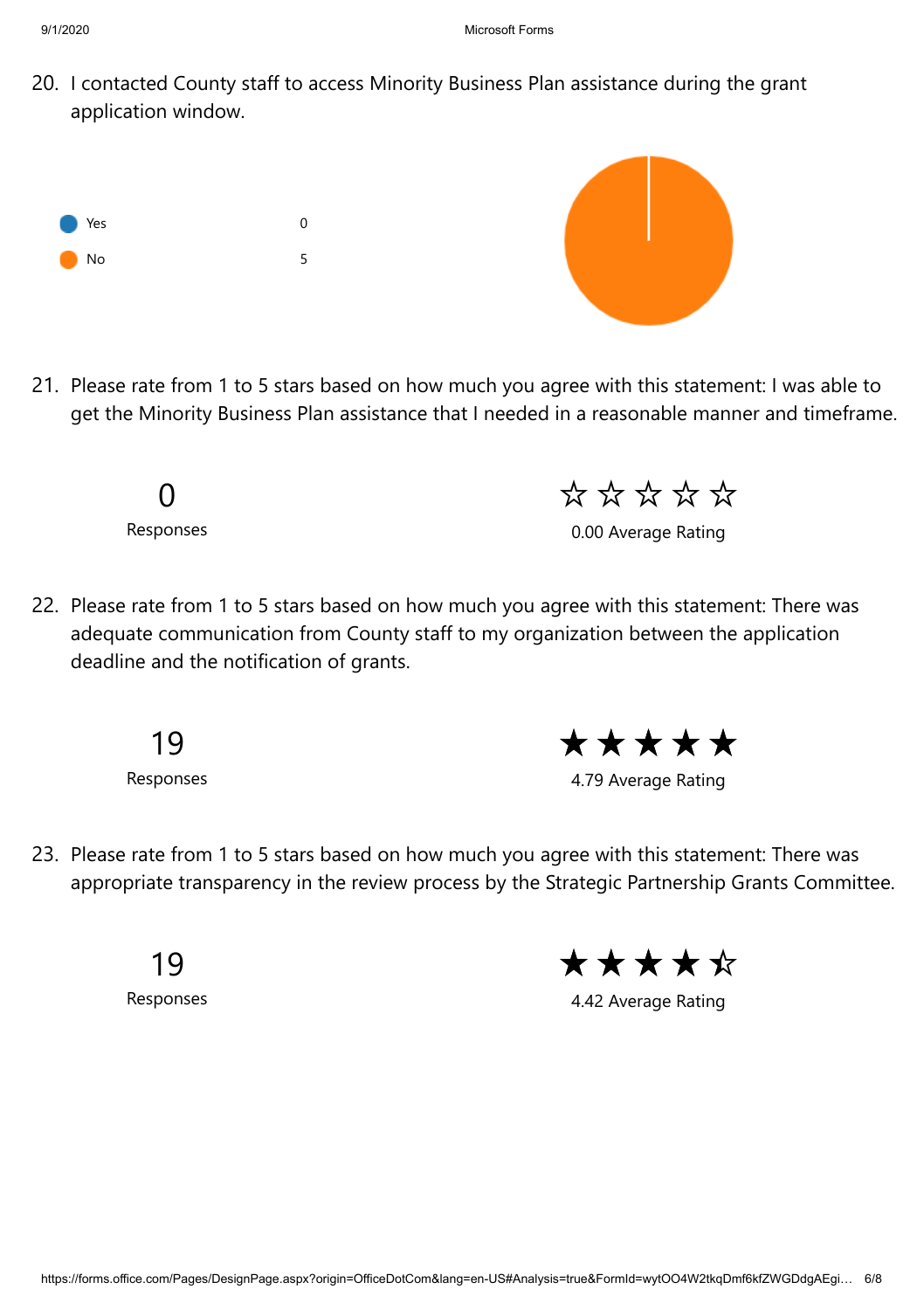20. I contacted County staff to access Minority Business Plan assistance during the grant application window.

| | |
|---|---|
| Yes | 0 |
| No | 5 |

21. Please rate from 1 to 5 stars based on how much you agree with this statement: I was able to get the Minority Business Plan assistance that I needed in a reasonable manner and timeframe.

0
Responses

☆☆☆☆☆
0.00 Average Rating

22. Please rate from 1 to 5 stars based on how much you agree with this statement: There was adequate communication from County staff to my organization between the application deadline and the notification of grants.

19
Responses

★★★★★
4.79 Average Rating

23. Please rate from 1 to 5 stars based on how much you agree with this statement: There was appropriate transparency in the review process by the Strategic Partnership Grants Committee.

19
Responses

★★★★☆
4.42 Average Rating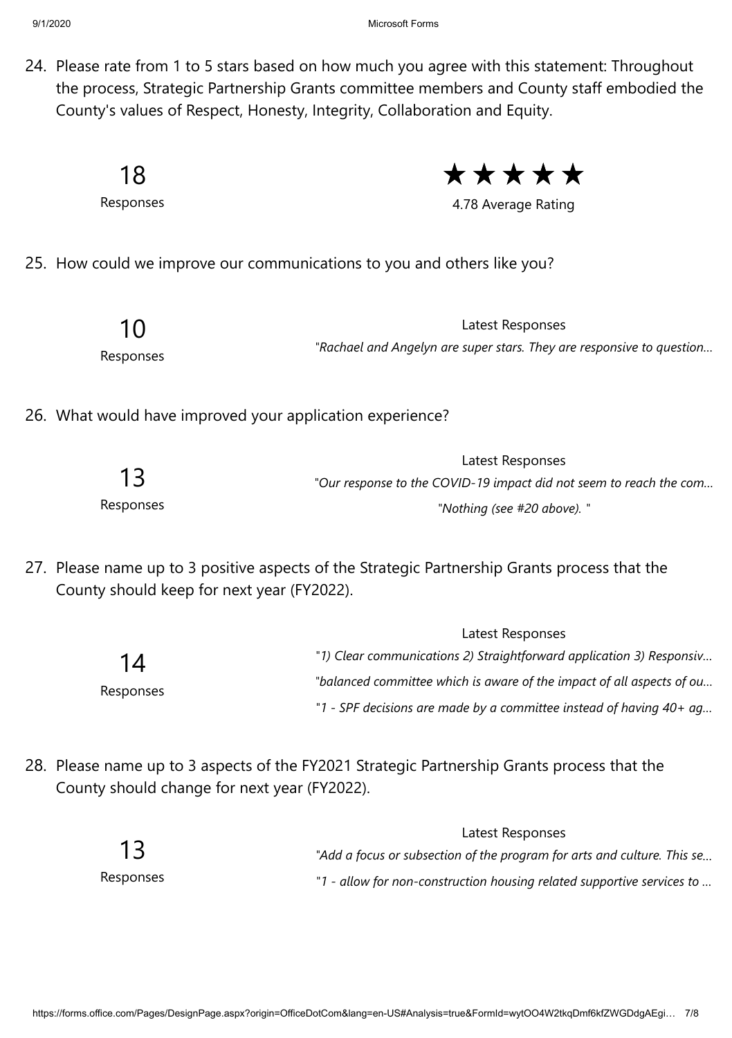24. Please rate from 1 to 5 stars based on how much you agree with this statement: Throughout the process, Strategic Partnership Grants committee members and County staff embodied the County's values of Respect, Honesty, Integrity, Collaboration and Equity.

18
Responses

★★★★★
4.78 Average Rating

25. How could we improve our communications to you and others like you?

10
Responses

Latest Responses

"*Rachael and Angelyn are super stars. They are responsive to question...*

26. What would have improved your application experience?

13
Responses

Latest Responses

"*Our response to the COVID-19 impact did not seem to reach the com...*

"*Nothing (see #20 above).* "

27. Please name up to 3 positive aspects of the Strategic Partnership Grants process that the County should keep for next year (FY2022).

14
Responses

Latest Responses

"*1) Clear communications 2) Straightforward application 3) Responsiv...*

"*balanced committee which is aware of the impact of all aspects of ou...*

"*1 - SPF decisions are made by a committee instead of having 40+ ag...*

28. Please name up to 3 aspects of the FY2021 Strategic Partnership Grants process that the County should change for next year (FY2022).

13
Responses

Latest Responses

"*Add a focus or subsection of the program for arts and culture. This se...*

"*1 - allow for non-construction housing related supportive services to ...*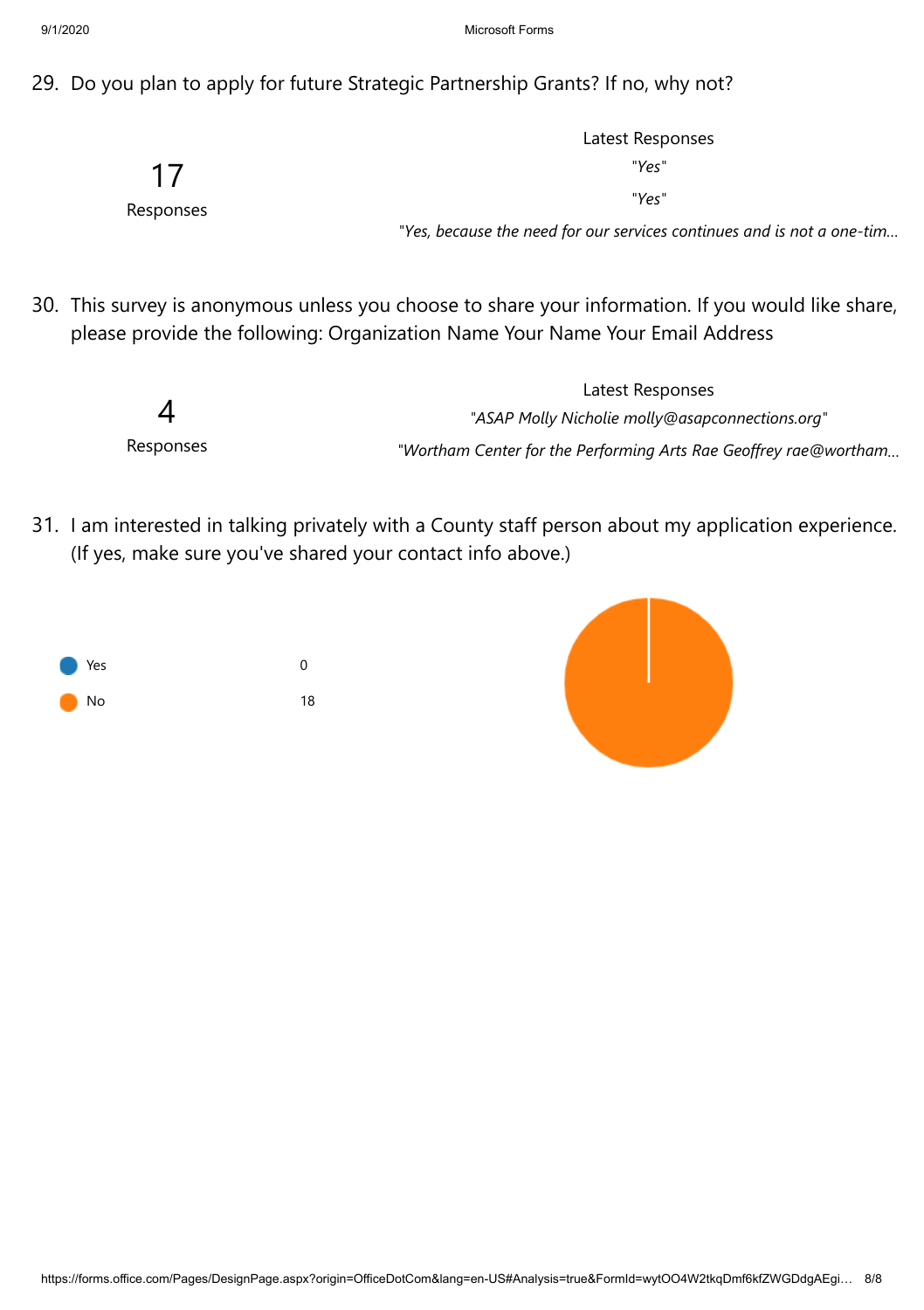29. Do you plan to apply for future Strategic Partnership Grants? If no, why not?

17

Responses

Latest Responses

*"Yes"*

*"Yes"*

*"Yes, because the need for our services continues and is not a one-tim...*

30. This survey is anonymous unless you choose to share your information. If you would like share, please provide the following: Organization Name Your Name Your Email Address

4

Responses

Latest Responses

*"ASAP Molly Nicholie molly@asapconnections.org"*

*"Wortham Center for the Performing Arts Rae Geoffrey rae@wortham...*

31. I am interested in talking privately with a County staff person about my application experience. (If yes, make sure you've shared your contact info above.)

| Option | Count |
|---|---|
| Yes | 0 |
| No | 18 |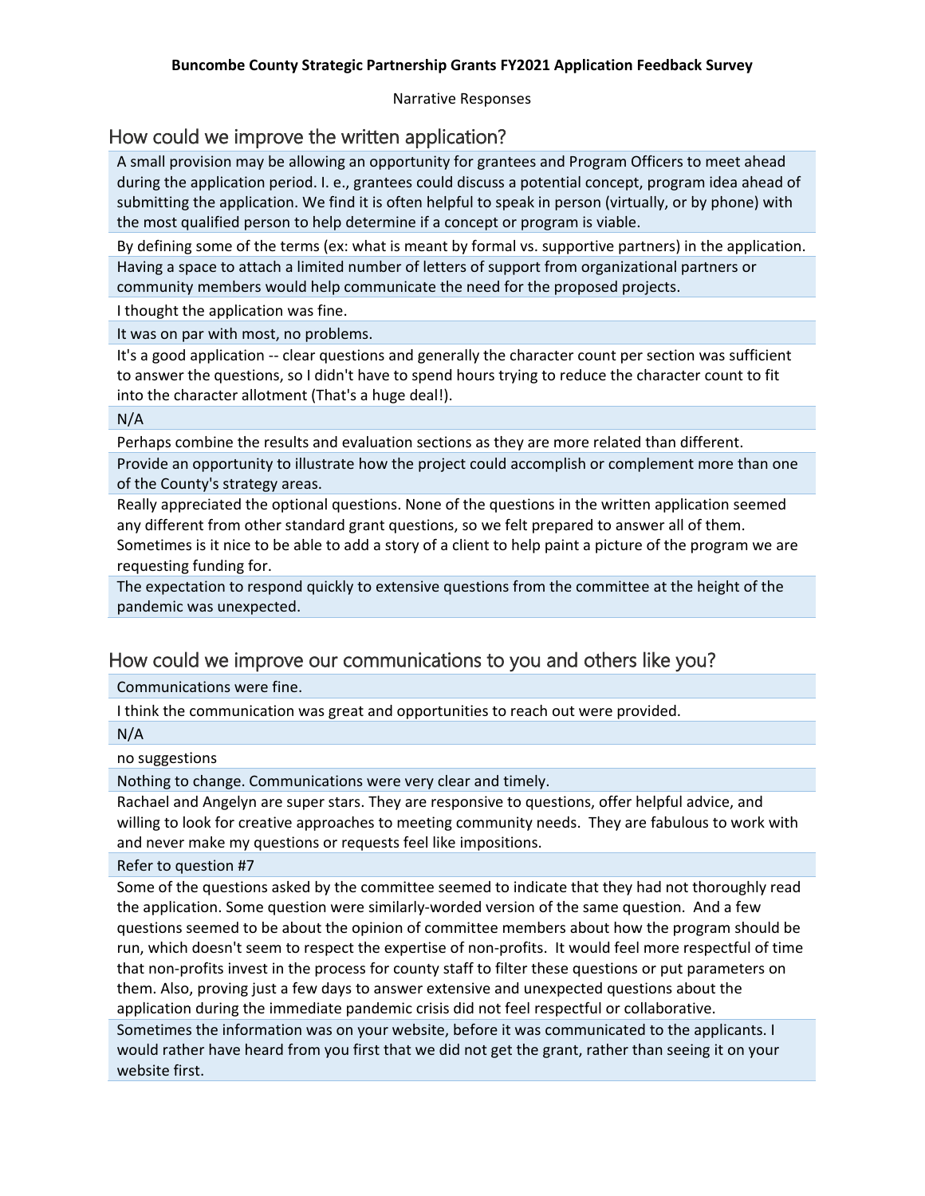**Buncombe County Strategic Partnership Grants FY2021 Application Feedback Survey**

Narrative Responses

## How could we improve the written application?

A small provision may be allowing an opportunity for grantees and Program Officers to meet ahead during the application period. I. e., grantees could discuss a potential concept, program idea ahead of submitting the application. We find it is often helpful to speak in person (virtually, or by phone) with the most qualified person to help determine if a concept or program is viable.

By defining some of the terms (ex: what is meant by formal vs. supportive partners) in the application.

Having a space to attach a limited number of letters of support from organizational partners or community members would help communicate the need for the proposed projects.

I thought the application was fine.

It was on par with most, no problems.

It's a good application -- clear questions and generally the character count per section was sufficient to answer the questions, so I didn't have to spend hours trying to reduce the character count to fit into the character allotment (That's a huge deal!).

N/A

Perhaps combine the results and evaluation sections as they are more related than different.

Provide an opportunity to illustrate how the project could accomplish or complement more than one of the County's strategy areas.

Really appreciated the optional questions. None of the questions in the written application seemed any different from other standard grant questions, so we felt prepared to answer all of them. Sometimes is it nice to be able to add a story of a client to help paint a picture of the program we are requesting funding for.

The expectation to respond quickly to extensive questions from the committee at the height of the pandemic was unexpected.

## How could we improve our communications to you and others like you?

Communications were fine.

I think the communication was great and opportunities to reach out were provided.

N/A

no suggestions

Nothing to change. Communications were very clear and timely.

Rachael and Angelyn are super stars. They are responsive to questions, offer helpful advice, and willing to look for creative approaches to meeting community needs. They are fabulous to work with and never make my questions or requests feel like impositions.

Refer to question #7

Some of the questions asked by the committee seemed to indicate that they had not thoroughly read the application. Some question were similarly-worded version of the same question. And a few questions seemed to be about the opinion of committee members about how the program should be run, which doesn't seem to respect the expertise of non-profits. It would feel more respectful of time that non-profits invest in the process for county staff to filter these questions or put parameters on them. Also, proving just a few days to answer extensive and unexpected questions about the application during the immediate pandemic crisis did not feel respectful or collaborative.

Sometimes the information was on your website, before it was communicated to the applicants. I would rather have heard from you first that we did not get the grant, rather than seeing it on your website first.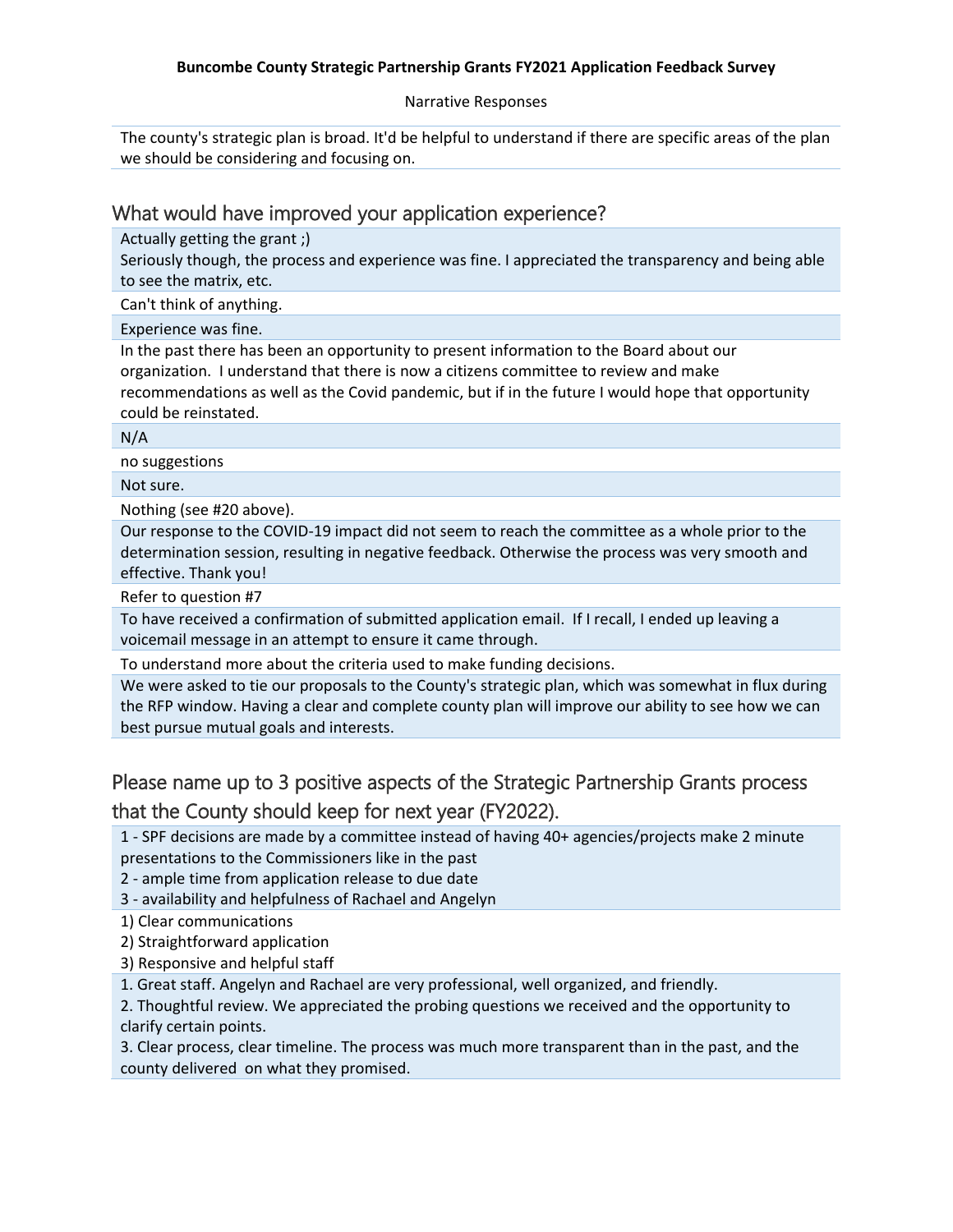**Buncombe County Strategic Partnership Grants FY2021 Application Feedback Survey**

Narrative Responses

The county's strategic plan is broad. It'd be helpful to understand if there are specific areas of the plan we should be considering and focusing on.

## What would have improved your application experience?

Actually getting the grant ;)
Seriously though, the process and experience was fine. I appreciated the transparency and being able to see the matrix, etc.

Can't think of anything.

Experience was fine.

In the past there has been an opportunity to present information to the Board about our organization. I understand that there is now a citizens committee to review and make recommendations as well as the Covid pandemic, but if in the future I would hope that opportunity could be reinstated.

N/A

no suggestions

Not sure.

Nothing (see #20 above).

Our response to the COVID-19 impact did not seem to reach the committee as a whole prior to the determination session, resulting in negative feedback. Otherwise the process was very smooth and effective. Thank you!

Refer to question #7

To have received a confirmation of submitted application email. If I recall, I ended up leaving a voicemail message in an attempt to ensure it came through.

To understand more about the criteria used to make funding decisions.

We were asked to tie our proposals to the County's strategic plan, which was somewhat in flux during the RFP window. Having a clear and complete county plan will improve our ability to see how we can best pursue mutual goals and interests.

## Please name up to 3 positive aspects of the Strategic Partnership Grants process that the County should keep for next year (FY2022).

1 - SPF decisions are made by a committee instead of having 40+ agencies/projects make 2 minute presentations to the Commissioners like in the past
2 - ample time from application release to due date
3 - availability and helpfulness of Rachael and Angelyn

1) Clear communications
2) Straightforward application
3) Responsive and helpful staff

1. Great staff. Angelyn and Rachael are very professional, well organized, and friendly.
2. Thoughtful review. We appreciated the probing questions we received and the opportunity to clarify certain points.
3. Clear process, clear timeline. The process was much more transparent than in the past, and the county delivered on what they promised.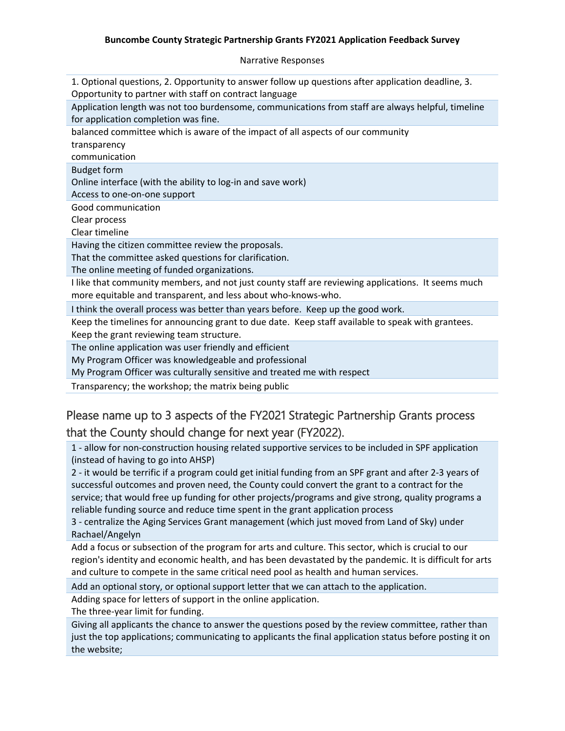**Buncombe County Strategic Partnership Grants FY2021 Application Feedback Survey**

Narrative Responses

| |
|---|
| 1. Optional questions, 2. Opportunity to answer follow up questions after application deadline, 3. Opportunity to partner with staff on contract language |
| Application length was not too burdensome, communications from staff are always helpful, timeline for application completion was fine. |
| balanced committee which is aware of the impact of all aspects of our community<br>transparency<br>communication |
| Budget form<br>Online interface (with the ability to log-in and save work)<br>Access to one-on-one support |
| Good communication<br>Clear process<br>Clear timeline |
| Having the citizen committee review the proposals.<br>That the committee asked questions for clarification.<br>The online meeting of funded organizations. |
| I like that community members, and not just county staff are reviewing applications. It seems much more equitable and transparent, and less about who-knows-who. |
| I think the overall process was better than years before. Keep up the good work. |
| Keep the timelines for announcing grant to due date. Keep staff available to speak with grantees. Keep the grant reviewing team structure. |
| The online application was user friendly and efficient<br>My Program Officer was knowledgeable and professional<br>My Program Officer was culturally sensitive and treated me with respect |
| Transparency; the workshop; the matrix being public |

## Please name up to 3 aspects of the FY2021 Strategic Partnership Grants process that the County should change for next year (FY2022).

| |
|---|
| 1 - allow for non-construction housing related supportive services to be included in SPF application (instead of having to go into AHSP)<br>2 - it would be terrific if a program could get initial funding from an SPF grant and after 2-3 years of successful outcomes and proven need, the County could convert the grant to a contract for the service; that would free up funding for other projects/programs and give strong, quality programs a reliable funding source and reduce time spent in the grant application process<br>3 - centralize the Aging Services Grant management (which just moved from Land of Sky) under Rachael/Angelyn |
| Add a focus or subsection of the program for arts and culture. This sector, which is crucial to our region's identity and economic health, and has been devastated by the pandemic. It is difficult for arts and culture to compete in the same critical need pool as health and human services. |
| Add an optional story, or optional support letter that we can attach to the application. |
| Adding space for letters of support in the online application.<br>The three-year limit for funding. |
| Giving all applicants the chance to answer the questions posed by the review committee, rather than just the top applications; communicating to applicants the final application status before posting it on the website; |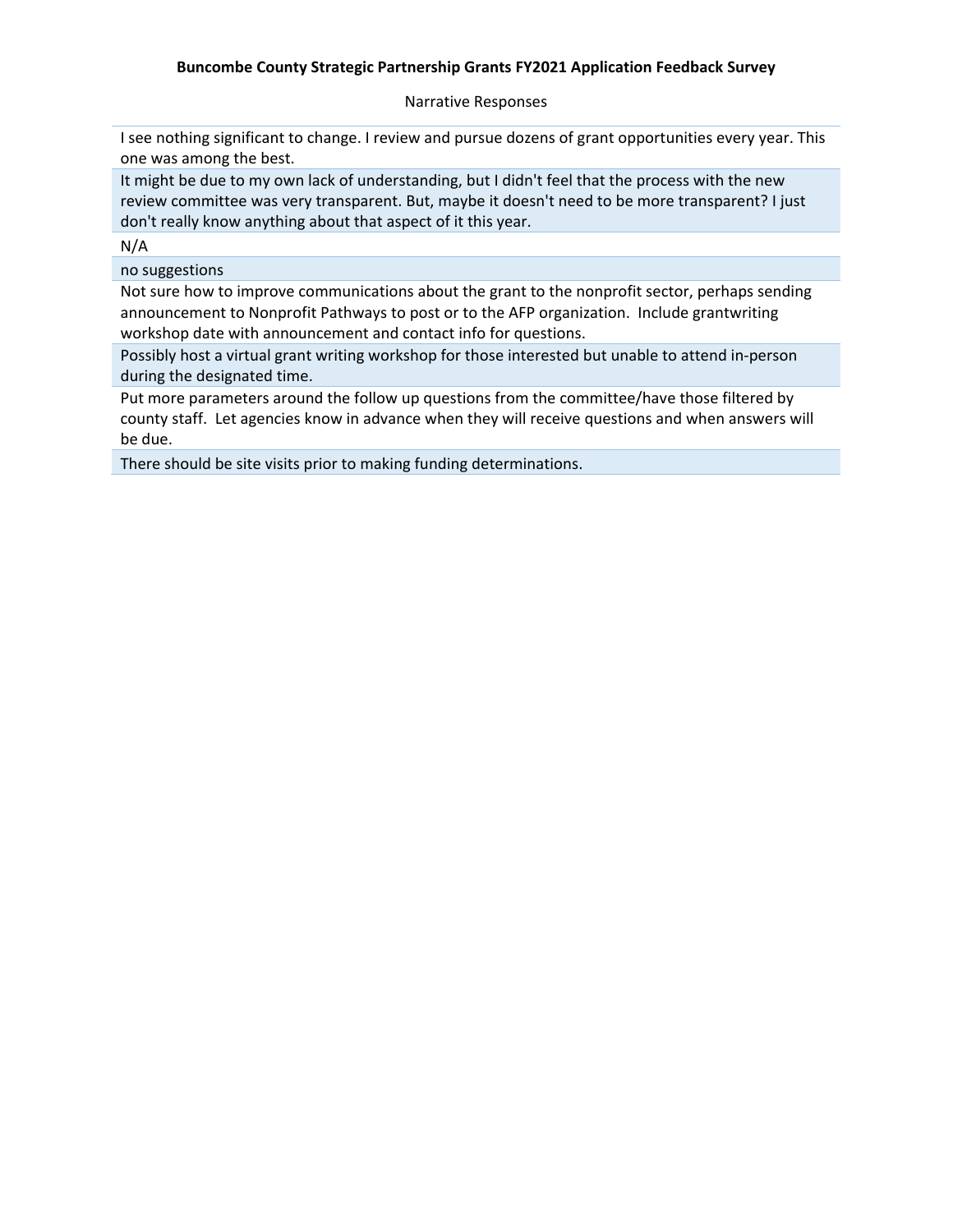**Buncombe County Strategic Partnership Grants FY2021 Application Feedback Survey**

Narrative Responses

| |
|---|
| I see nothing significant to change. I review and pursue dozens of grant opportunities every year. This one was among the best. |
| It might be due to my own lack of understanding, but I didn't feel that the process with the new review committee was very transparent. But, maybe it doesn't need to be more transparent? I just don't really know anything about that aspect of it this year. |
| N/A |
| no suggestions |
| Not sure how to improve communications about the grant to the nonprofit sector, perhaps sending announcement to Nonprofit Pathways to post or to the AFP organization. Include grantwriting workshop date with announcement and contact info for questions. |
| Possibly host a virtual grant writing workshop for those interested but unable to attend in-person during the designated time. |
| Put more parameters around the follow up questions from the committee/have those filtered by county staff. Let agencies know in advance when they will receive questions and when answers will be due. |
| There should be site visits prior to making funding determinations. |